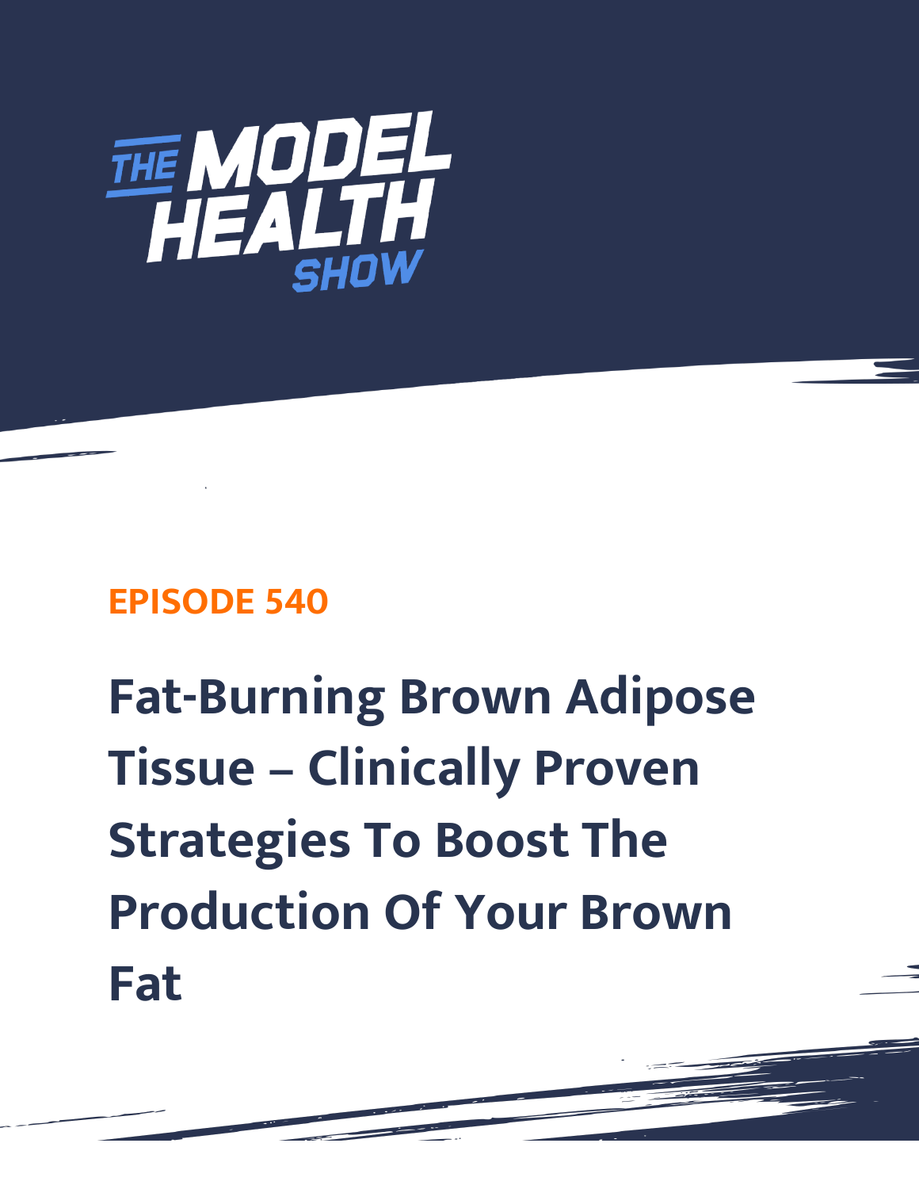THE MODEL HEALTH SHOW

EPISODE 540

# Fat-Burning Brown Adipose Tissue – Clinically Proven Strategies To Boost The Production Of Your Brown Fat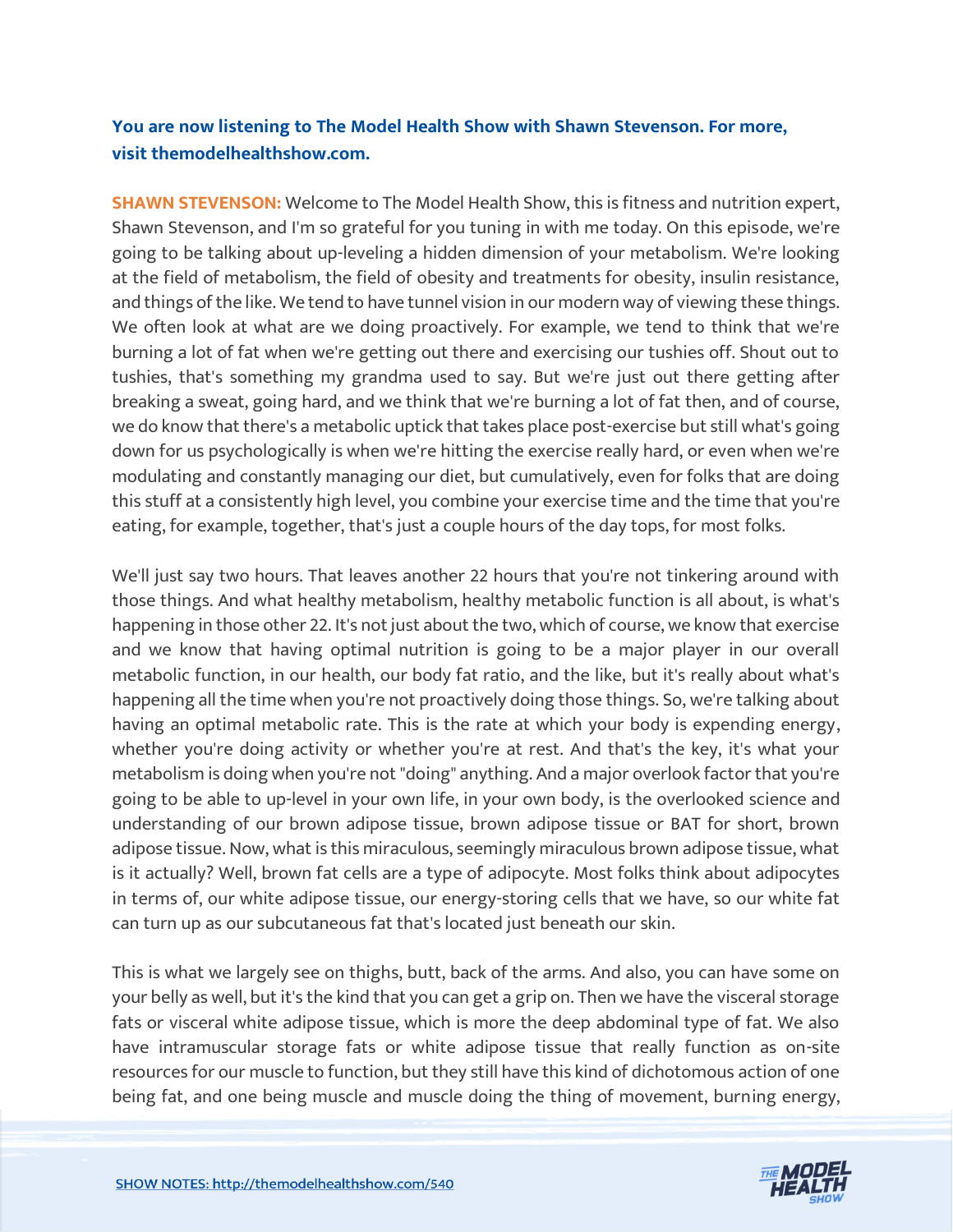**You are now listening to The Model Health Show with Shawn Stevenson. For more, visit themodelhealthshow.com.**

**SHAWN STEVENSON:** Welcome to The Model Health Show, this is fitness and nutrition expert, Shawn Stevenson, and I'm so grateful for you tuning in with me today. On this episode, we're going to be talking about up-leveling a hidden dimension of your metabolism. We're looking at the field of metabolism, the field of obesity and treatments for obesity, insulin resistance, and things of the like. We tend to have tunnel vision in our modern way of viewing these things. We often look at what are we doing proactively. For example, we tend to think that we're burning a lot of fat when we're getting out there and exercising our tushies off. Shout out to tushies, that's something my grandma used to say. But we're just out there getting after breaking a sweat, going hard, and we think that we're burning a lot of fat then, and of course, we do know that there's a metabolic uptick that takes place post-exercise but still what's going down for us psychologically is when we're hitting the exercise really hard, or even when we're modulating and constantly managing our diet, but cumulatively, even for folks that are doing this stuff at a consistently high level, you combine your exercise time and the time that you're eating, for example, together, that's just a couple hours of the day tops, for most folks.

We'll just say two hours. That leaves another 22 hours that you're not tinkering around with those things. And what healthy metabolism, healthy metabolic function is all about, is what's happening in those other 22. It's not just about the two, which of course, we know that exercise and we know that having optimal nutrition is going to be a major player in our overall metabolic function, in our health, our body fat ratio, and the like, but it's really about what's happening all the time when you're not proactively doing those things. So, we're talking about having an optimal metabolic rate. This is the rate at which your body is expending energy, whether you're doing activity or whether you're at rest. And that's the key, it's what your metabolism is doing when you're not "doing" anything. And a major overlook factor that you're going to be able to up-level in your own life, in your own body, is the overlooked science and understanding of our brown adipose tissue, brown adipose tissue or BAT for short, brown adipose tissue. Now, what is this miraculous, seemingly miraculous brown adipose tissue, what is it actually? Well, brown fat cells are a type of adipocyte. Most folks think about adipocytes in terms of, our white adipose tissue, our energy-storing cells that we have, so our white fat can turn up as our subcutaneous fat that's located just beneath our skin.

This is what we largely see on thighs, butt, back of the arms. And also, you can have some on your belly as well, but it's the kind that you can get a grip on. Then we have the visceral storage fats or visceral white adipose tissue, which is more the deep abdominal type of fat. We also have intramuscular storage fats or white adipose tissue that really function as on-site resources for our muscle to function, but they still have this kind of dichotomous action of one being fat, and one being muscle and muscle doing the thing of movement, burning energy,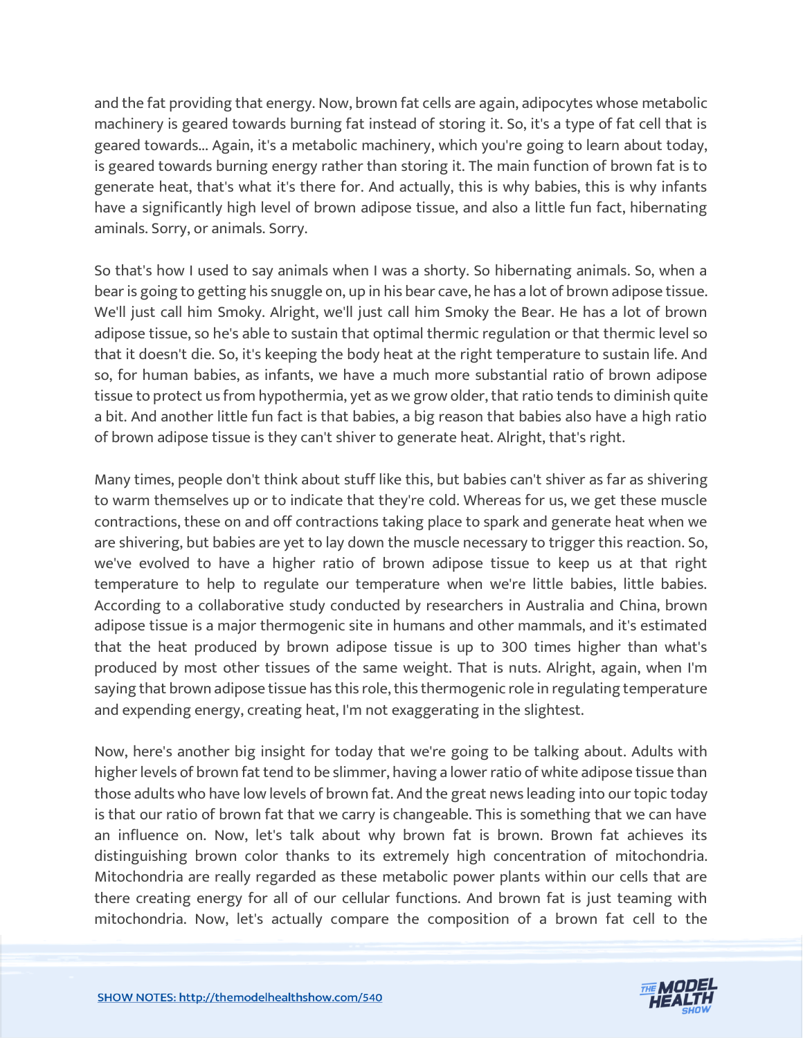and the fat providing that energy. Now, brown fat cells are again, adipocytes whose metabolic machinery is geared towards burning fat instead of storing it. So, it's a type of fat cell that is geared towards... Again, it's a metabolic machinery, which you're going to learn about today, is geared towards burning energy rather than storing it. The main function of brown fat is to generate heat, that's what it's there for. And actually, this is why babies, this is why infants have a significantly high level of brown adipose tissue, and also a little fun fact, hibernating aminals. Sorry, or animals. Sorry.

So that's how I used to say animals when I was a shorty. So hibernating animals. So, when a bear is going to getting his snuggle on, up in his bear cave, he has a lot of brown adipose tissue. We'll just call him Smoky. Alright, we'll just call him Smoky the Bear. He has a lot of brown adipose tissue, so he's able to sustain that optimal thermic regulation or that thermic level so that it doesn't die. So, it's keeping the body heat at the right temperature to sustain life. And so, for human babies, as infants, we have a much more substantial ratio of brown adipose tissue to protect us from hypothermia, yet as we grow older, that ratio tends to diminish quite a bit. And another little fun fact is that babies, a big reason that babies also have a high ratio of brown adipose tissue is they can't shiver to generate heat. Alright, that's right.

Many times, people don't think about stuff like this, but babies can't shiver as far as shivering to warm themselves up or to indicate that they're cold. Whereas for us, we get these muscle contractions, these on and off contractions taking place to spark and generate heat when we are shivering, but babies are yet to lay down the muscle necessary to trigger this reaction. So, we've evolved to have a higher ratio of brown adipose tissue to keep us at that right temperature to help to regulate our temperature when we're little babies, little babies. According to a collaborative study conducted by researchers in Australia and China, brown adipose tissue is a major thermogenic site in humans and other mammals, and it's estimated that the heat produced by brown adipose tissue is up to 300 times higher than what's produced by most other tissues of the same weight. That is nuts. Alright, again, when I'm saying that brown adipose tissue has this role, this thermogenic role in regulating temperature and expending energy, creating heat, I'm not exaggerating in the slightest.

Now, here's another big insight for today that we're going to be talking about. Adults with higher levels of brown fat tend to be slimmer, having a lower ratio of white adipose tissue than those adults who have low levels of brown fat. And the great news leading into our topic today is that our ratio of brown fat that we carry is changeable. This is something that we can have an influence on. Now, let's talk about why brown fat is brown. Brown fat achieves its distinguishing brown color thanks to its extremely high concentration of mitochondria. Mitochondria are really regarded as these metabolic power plants within our cells that are there creating energy for all of our cellular functions. And brown fat is just teaming with mitochondria. Now, let's actually compare the composition of a brown fat cell to the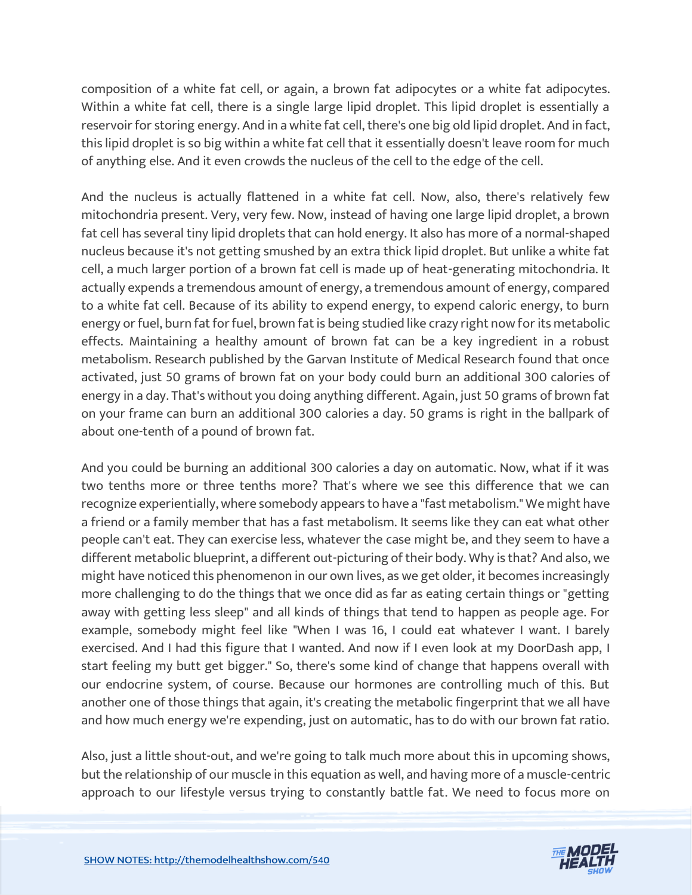composition of a white fat cell, or again, a brown fat adipocytes or a white fat adipocytes. Within a white fat cell, there is a single large lipid droplet. This lipid droplet is essentially a reservoir for storing energy. And in a white fat cell, there's one big old lipid droplet. And in fact, this lipid droplet is so big within a white fat cell that it essentially doesn't leave room for much of anything else. And it even crowds the nucleus of the cell to the edge of the cell.

And the nucleus is actually flattened in a white fat cell. Now, also, there's relatively few mitochondria present. Very, very few. Now, instead of having one large lipid droplet, a brown fat cell has several tiny lipid droplets that can hold energy. It also has more of a normal-shaped nucleus because it's not getting smushed by an extra thick lipid droplet. But unlike a white fat cell, a much larger portion of a brown fat cell is made up of heat-generating mitochondria. It actually expends a tremendous amount of energy, a tremendous amount of energy, compared to a white fat cell. Because of its ability to expend energy, to expend caloric energy, to burn energy or fuel, burn fat for fuel, brown fat is being studied like crazy right now for its metabolic effects. Maintaining a healthy amount of brown fat can be a key ingredient in a robust metabolism. Research published by the Garvan Institute of Medical Research found that once activated, just 50 grams of brown fat on your body could burn an additional 300 calories of energy in a day. That's without you doing anything different. Again, just 50 grams of brown fat on your frame can burn an additional 300 calories a day. 50 grams is right in the ballpark of about one-tenth of a pound of brown fat.

And you could be burning an additional 300 calories a day on automatic. Now, what if it was two tenths more or three tenths more? That's where we see this difference that we can recognize experientially, where somebody appears to have a "fast metabolism." We might have a friend or a family member that has a fast metabolism. It seems like they can eat what other people can't eat. They can exercise less, whatever the case might be, and they seem to have a different metabolic blueprint, a different out-picturing of their body. Why is that? And also, we might have noticed this phenomenon in our own lives, as we get older, it becomes increasingly more challenging to do the things that we once did as far as eating certain things or "getting away with getting less sleep" and all kinds of things that tend to happen as people age. For example, somebody might feel like "When I was 16, I could eat whatever I want. I barely exercised. And I had this figure that I wanted. And now if I even look at my DoorDash app, I start feeling my butt get bigger." So, there's some kind of change that happens overall with our endocrine system, of course. Because our hormones are controlling much of this. But another one of those things that again, it's creating the metabolic fingerprint that we all have and how much energy we're expending, just on automatic, has to do with our brown fat ratio.

Also, just a little shout-out, and we're going to talk much more about this in upcoming shows, but the relationship of our muscle in this equation as well, and having more of a muscle-centric approach to our lifestyle versus trying to constantly battle fat. We need to focus more on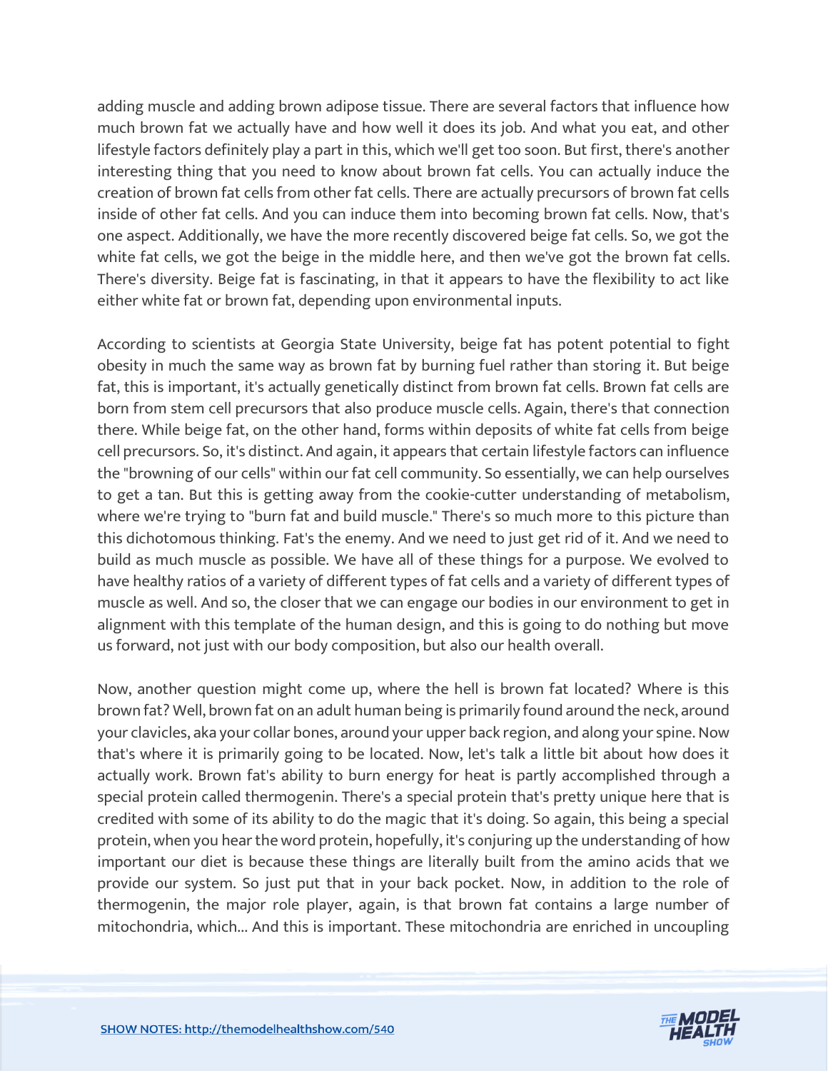adding muscle and adding brown adipose tissue. There are several factors that influence how much brown fat we actually have and how well it does its job. And what you eat, and other lifestyle factors definitely play a part in this, which we'll get too soon. But first, there's another interesting thing that you need to know about brown fat cells. You can actually induce the creation of brown fat cells from other fat cells. There are actually precursors of brown fat cells inside of other fat cells. And you can induce them into becoming brown fat cells. Now, that's one aspect. Additionally, we have the more recently discovered beige fat cells. So, we got the white fat cells, we got the beige in the middle here, and then we've got the brown fat cells. There's diversity. Beige fat is fascinating, in that it appears to have the flexibility to act like either white fat or brown fat, depending upon environmental inputs.

According to scientists at Georgia State University, beige fat has potent potential to fight obesity in much the same way as brown fat by burning fuel rather than storing it. But beige fat, this is important, it's actually genetically distinct from brown fat cells. Brown fat cells are born from stem cell precursors that also produce muscle cells. Again, there's that connection there. While beige fat, on the other hand, forms within deposits of white fat cells from beige cell precursors. So, it's distinct. And again, it appears that certain lifestyle factors can influence the "browning of our cells" within our fat cell community. So essentially, we can help ourselves to get a tan. But this is getting away from the cookie-cutter understanding of metabolism, where we're trying to "burn fat and build muscle." There's so much more to this picture than this dichotomous thinking. Fat's the enemy. And we need to just get rid of it. And we need to build as much muscle as possible. We have all of these things for a purpose. We evolved to have healthy ratios of a variety of different types of fat cells and a variety of different types of muscle as well. And so, the closer that we can engage our bodies in our environment to get in alignment with this template of the human design, and this is going to do nothing but move us forward, not just with our body composition, but also our health overall.

Now, another question might come up, where the hell is brown fat located? Where is this brown fat? Well, brown fat on an adult human being is primarily found around the neck, around your clavicles, aka your collar bones, around your upper back region, and along your spine. Now that's where it is primarily going to be located. Now, let's talk a little bit about how does it actually work. Brown fat's ability to burn energy for heat is partly accomplished through a special protein called thermogenin. There's a special protein that's pretty unique here that is credited with some of its ability to do the magic that it's doing. So again, this being a special protein, when you hear the word protein, hopefully, it's conjuring up the understanding of how important our diet is because these things are literally built from the amino acids that we provide our system. So just put that in your back pocket. Now, in addition to the role of thermogenin, the major role player, again, is that brown fat contains a large number of mitochondria, which... And this is important. These mitochondria are enriched in uncoupling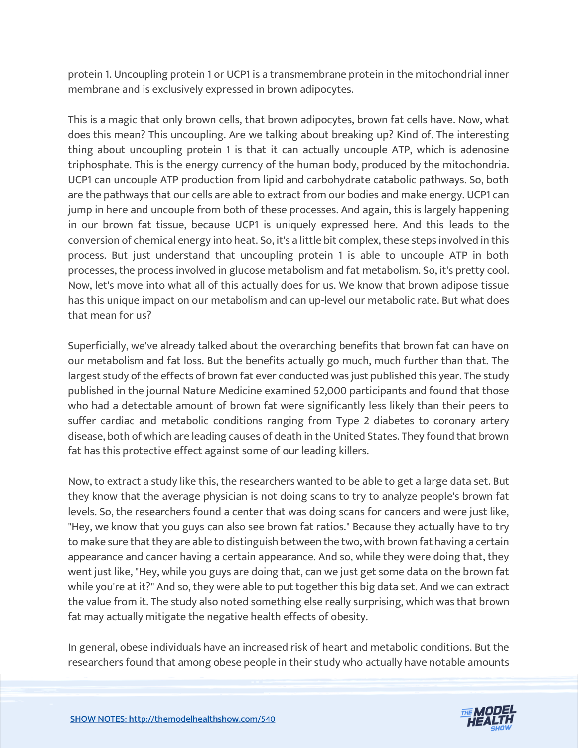protein 1. Uncoupling protein 1 or UCP1 is a transmembrane protein in the mitochondrial inner membrane and is exclusively expressed in brown adipocytes.

This is a magic that only brown cells, that brown adipocytes, brown fat cells have. Now, what does this mean? This uncoupling. Are we talking about breaking up? Kind of. The interesting thing about uncoupling protein 1 is that it can actually uncouple ATP, which is adenosine triphosphate. This is the energy currency of the human body, produced by the mitochondria. UCP1 can uncouple ATP production from lipid and carbohydrate catabolic pathways. So, both are the pathways that our cells are able to extract from our bodies and make energy. UCP1 can jump in here and uncouple from both of these processes. And again, this is largely happening in our brown fat tissue, because UCP1 is uniquely expressed here. And this leads to the conversion of chemical energy into heat. So, it's a little bit complex, these steps involved in this process. But just understand that uncoupling protein 1 is able to uncouple ATP in both processes, the process involved in glucose metabolism and fat metabolism. So, it's pretty cool. Now, let's move into what all of this actually does for us. We know that brown adipose tissue has this unique impact on our metabolism and can up-level our metabolic rate. But what does that mean for us?

Superficially, we've already talked about the overarching benefits that brown fat can have on our metabolism and fat loss. But the benefits actually go much, much further than that. The largest study of the effects of brown fat ever conducted was just published this year. The study published in the journal Nature Medicine examined 52,000 participants and found that those who had a detectable amount of brown fat were significantly less likely than their peers to suffer cardiac and metabolic conditions ranging from Type 2 diabetes to coronary artery disease, both of which are leading causes of death in the United States. They found that brown fat has this protective effect against some of our leading killers.

Now, to extract a study like this, the researchers wanted to be able to get a large data set. But they know that the average physician is not doing scans to try to analyze people's brown fat levels. So, the researchers found a center that was doing scans for cancers and were just like, "Hey, we know that you guys can also see brown fat ratios." Because they actually have to try to make sure that they are able to distinguish between the two, with brown fat having a certain appearance and cancer having a certain appearance. And so, while they were doing that, they went just like, "Hey, while you guys are doing that, can we just get some data on the brown fat while you're at it?" And so, they were able to put together this big data set. And we can extract the value from it. The study also noted something else really surprising, which was that brown fat may actually mitigate the negative health effects of obesity.

In general, obese individuals have an increased risk of heart and metabolic conditions. But the researchers found that among obese people in their study who actually have notable amounts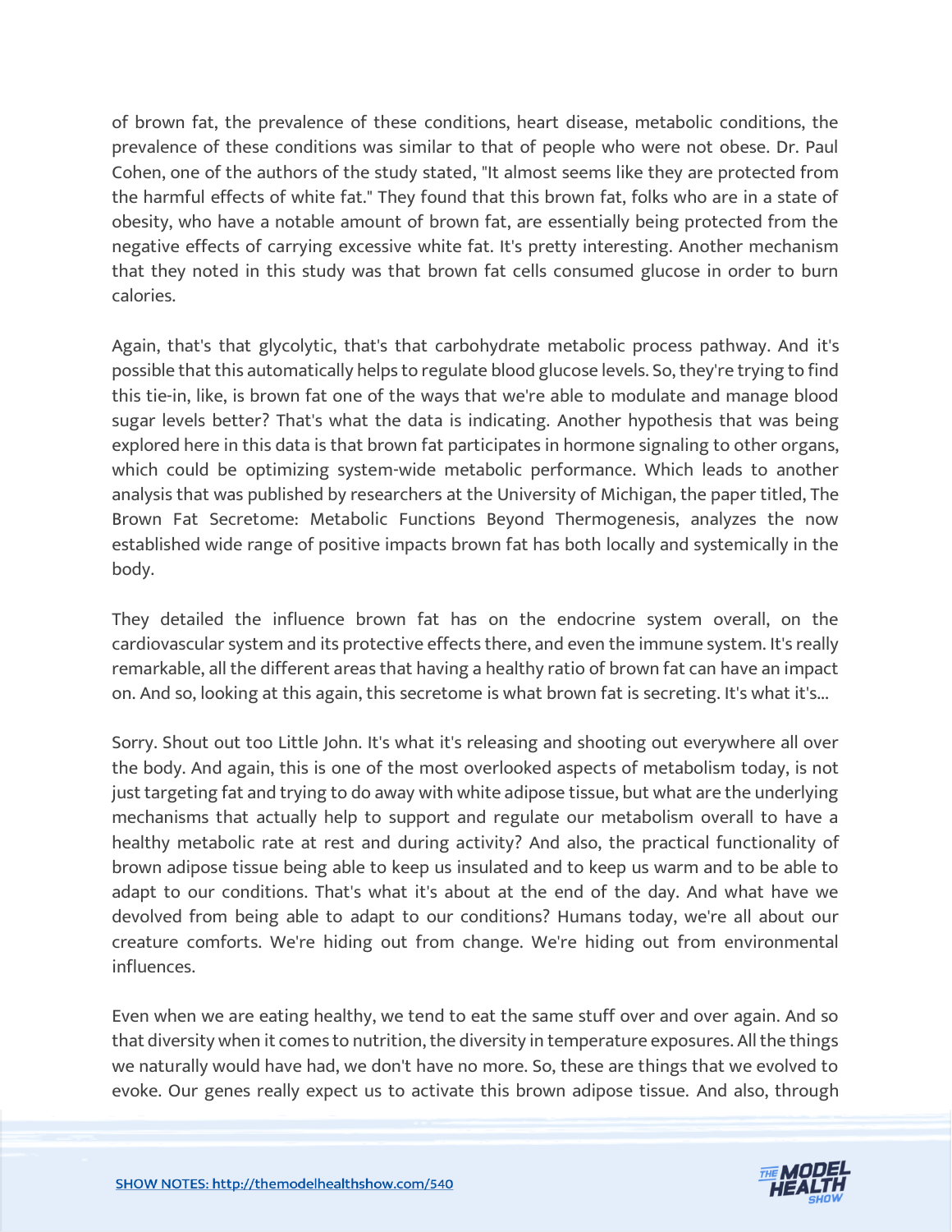of brown fat, the prevalence of these conditions, heart disease, metabolic conditions, the prevalence of these conditions was similar to that of people who were not obese. Dr. Paul Cohen, one of the authors of the study stated, "It almost seems like they are protected from the harmful effects of white fat." They found that this brown fat, folks who are in a state of obesity, who have a notable amount of brown fat, are essentially being protected from the negative effects of carrying excessive white fat. It's pretty interesting. Another mechanism that they noted in this study was that brown fat cells consumed glucose in order to burn calories.

Again, that's that glycolytic, that's that carbohydrate metabolic process pathway. And it's possible that this automatically helps to regulate blood glucose levels. So, they're trying to find this tie-in, like, is brown fat one of the ways that we're able to modulate and manage blood sugar levels better? That's what the data is indicating. Another hypothesis that was being explored here in this data is that brown fat participates in hormone signaling to other organs, which could be optimizing system-wide metabolic performance. Which leads to another analysis that was published by researchers at the University of Michigan, the paper titled, The Brown Fat Secretome: Metabolic Functions Beyond Thermogenesis, analyzes the now established wide range of positive impacts brown fat has both locally and systemically in the body.

They detailed the influence brown fat has on the endocrine system overall, on the cardiovascular system and its protective effects there, and even the immune system. It's really remarkable, all the different areas that having a healthy ratio of brown fat can have an impact on. And so, looking at this again, this secretome is what brown fat is secreting. It's what it's...

Sorry. Shout out too Little John. It's what it's releasing and shooting out everywhere all over the body. And again, this is one of the most overlooked aspects of metabolism today, is not just targeting fat and trying to do away with white adipose tissue, but what are the underlying mechanisms that actually help to support and regulate our metabolism overall to have a healthy metabolic rate at rest and during activity? And also, the practical functionality of brown adipose tissue being able to keep us insulated and to keep us warm and to be able to adapt to our conditions. That's what it's about at the end of the day. And what have we devolved from being able to adapt to our conditions? Humans today, we're all about our creature comforts. We're hiding out from change. We're hiding out from environmental influences.

Even when we are eating healthy, we tend to eat the same stuff over and over again. And so that diversity when it comes to nutrition, the diversity in temperature exposures. All the things we naturally would have had, we don't have no more. So, these are things that we evolved to evoke. Our genes really expect us to activate this brown adipose tissue. And also, through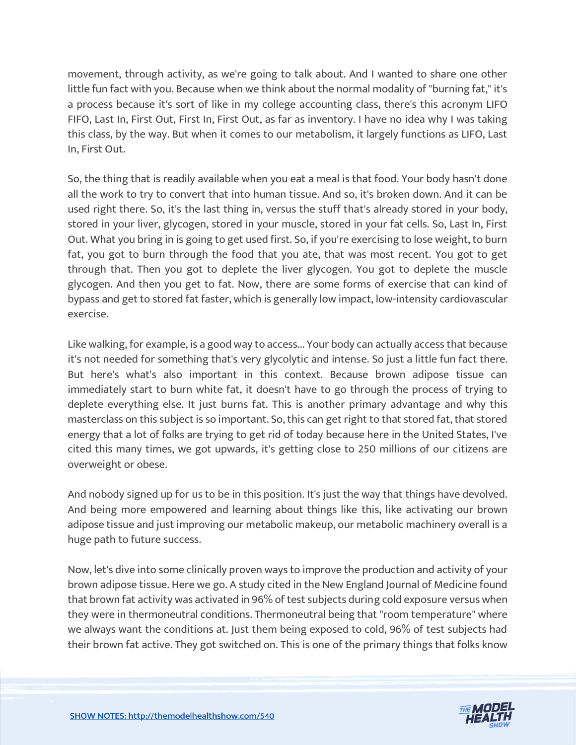movement, through activity, as we're going to talk about. And I wanted to share one other little fun fact with you. Because when we think about the normal modality of "burning fat," it's a process because it's sort of like in my college accounting class, there's this acronym LIFO FIFO, Last In, First Out, First In, First Out, as far as inventory. I have no idea why I was taking this class, by the way. But when it comes to our metabolism, it largely functions as LIFO, Last In, First Out.

So, the thing that is readily available when you eat a meal is that food. Your body hasn't done all the work to try to convert that into human tissue. And so, it's broken down. And it can be used right there. So, it's the last thing in, versus the stuff that's already stored in your body, stored in your liver, glycogen, stored in your muscle, stored in your fat cells. So, Last In, First Out. What you bring in is going to get used first. So, if you're exercising to lose weight, to burn fat, you got to burn through the food that you ate, that was most recent. You got to get through that. Then you got to deplete the liver glycogen. You got to deplete the muscle glycogen. And then you get to fat. Now, there are some forms of exercise that can kind of bypass and get to stored fat faster, which is generally low impact, low-intensity cardiovascular exercise.

Like walking, for example, is a good way to access... Your body can actually access that because it's not needed for something that's very glycolytic and intense. So just a little fun fact there. But here's what's also important in this context. Because brown adipose tissue can immediately start to burn white fat, it doesn't have to go through the process of trying to deplete everything else. It just burns fat. This is another primary advantage and why this masterclass on this subject is so important. So, this can get right to that stored fat, that stored energy that a lot of folks are trying to get rid of today because here in the United States, I've cited this many times, we got upwards, it's getting close to 250 millions of our citizens are overweight or obese.

And nobody signed up for us to be in this position. It's just the way that things have devolved. And being more empowered and learning about things like this, like activating our brown adipose tissue and just improving our metabolic makeup, our metabolic machinery overall is a huge path to future success.

Now, let's dive into some clinically proven ways to improve the production and activity of your brown adipose tissue. Here we go. A study cited in the New England Journal of Medicine found that brown fat activity was activated in 96% of test subjects during cold exposure versus when they were in thermoneutral conditions. Thermoneutral being that "room temperature" where we always want the conditions at. Just them being exposed to cold, 96% of test subjects had their brown fat active. They got switched on. This is one of the primary things that folks know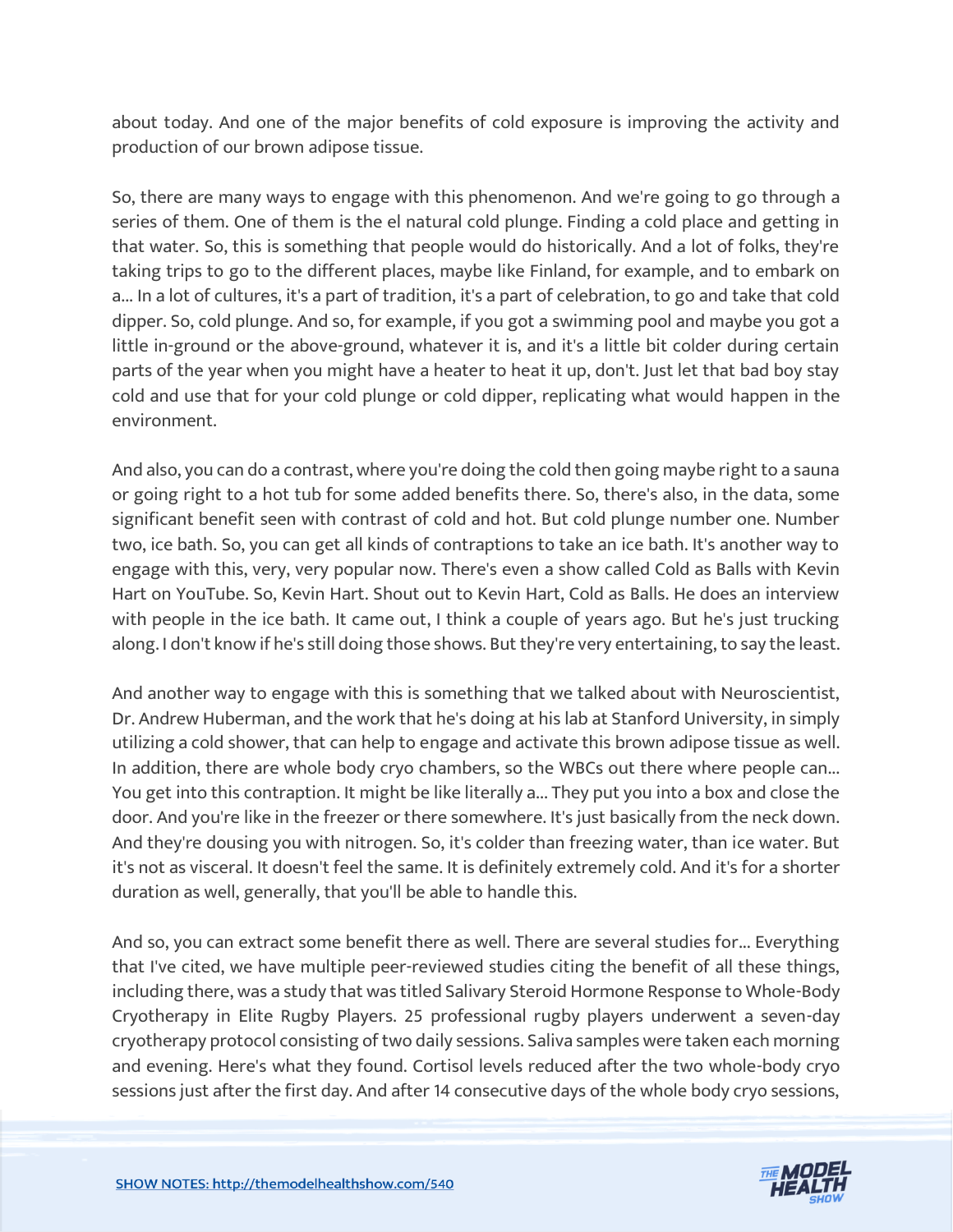about today. And one of the major benefits of cold exposure is improving the activity and production of our brown adipose tissue.

So, there are many ways to engage with this phenomenon. And we're going to go through a series of them. One of them is the el natural cold plunge. Finding a cold place and getting in that water. So, this is something that people would do historically. And a lot of folks, they're taking trips to go to the different places, maybe like Finland, for example, and to embark on a... In a lot of cultures, it's a part of tradition, it's a part of celebration, to go and take that cold dipper. So, cold plunge. And so, for example, if you got a swimming pool and maybe you got a little in-ground or the above-ground, whatever it is, and it's a little bit colder during certain parts of the year when you might have a heater to heat it up, don't. Just let that bad boy stay cold and use that for your cold plunge or cold dipper, replicating what would happen in the environment.

And also, you can do a contrast, where you're doing the cold then going maybe right to a sauna or going right to a hot tub for some added benefits there. So, there's also, in the data, some significant benefit seen with contrast of cold and hot. But cold plunge number one. Number two, ice bath. So, you can get all kinds of contraptions to take an ice bath. It's another way to engage with this, very, very popular now. There's even a show called Cold as Balls with Kevin Hart on YouTube. So, Kevin Hart. Shout out to Kevin Hart, Cold as Balls. He does an interview with people in the ice bath. It came out, I think a couple of years ago. But he's just trucking along. I don't know if he's still doing those shows. But they're very entertaining, to say the least.

And another way to engage with this is something that we talked about with Neuroscientist, Dr. Andrew Huberman, and the work that he's doing at his lab at Stanford University, in simply utilizing a cold shower, that can help to engage and activate this brown adipose tissue as well. In addition, there are whole body cryo chambers, so the WBCs out there where people can... You get into this contraption. It might be like literally a... They put you into a box and close the door. And you're like in the freezer or there somewhere. It's just basically from the neck down. And they're dousing you with nitrogen. So, it's colder than freezing water, than ice water. But it's not as visceral. It doesn't feel the same. It is definitely extremely cold. And it's for a shorter duration as well, generally, that you'll be able to handle this.

And so, you can extract some benefit there as well. There are several studies for... Everything that I've cited, we have multiple peer-reviewed studies citing the benefit of all these things, including there, was a study that was titled Salivary Steroid Hormone Response to Whole-Body Cryotherapy in Elite Rugby Players. 25 professional rugby players underwent a seven-day cryotherapy protocol consisting of two daily sessions. Saliva samples were taken each morning and evening. Here's what they found. Cortisol levels reduced after the two whole-body cryo sessions just after the first day. And after 14 consecutive days of the whole body cryo sessions,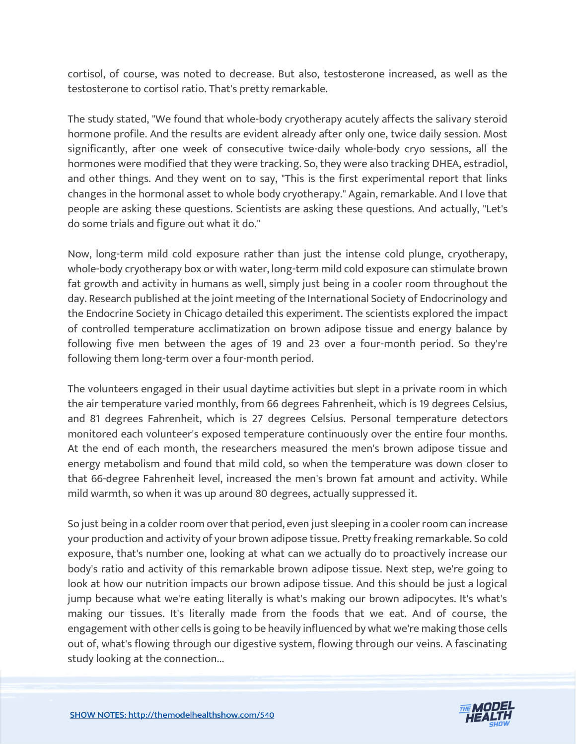cortisol, of course, was noted to decrease. But also, testosterone increased, as well as the testosterone to cortisol ratio. That's pretty remarkable.

The study stated, "We found that whole-body cryotherapy acutely affects the salivary steroid hormone profile. And the results are evident already after only one, twice daily session. Most significantly, after one week of consecutive twice-daily whole-body cryo sessions, all the hormones were modified that they were tracking. So, they were also tracking DHEA, estradiol, and other things. And they went on to say, "This is the first experimental report that links changes in the hormonal asset to whole body cryotherapy." Again, remarkable. And I love that people are asking these questions. Scientists are asking these questions. And actually, "Let's do some trials and figure out what it do."

Now, long-term mild cold exposure rather than just the intense cold plunge, cryotherapy, whole-body cryotherapy box or with water, long-term mild cold exposure can stimulate brown fat growth and activity in humans as well, simply just being in a cooler room throughout the day. Research published at the joint meeting of the International Society of Endocrinology and the Endocrine Society in Chicago detailed this experiment. The scientists explored the impact of controlled temperature acclimatization on brown adipose tissue and energy balance by following five men between the ages of 19 and 23 over a four-month period. So they're following them long-term over a four-month period.

The volunteers engaged in their usual daytime activities but slept in a private room in which the air temperature varied monthly, from 66 degrees Fahrenheit, which is 19 degrees Celsius, and 81 degrees Fahrenheit, which is 27 degrees Celsius. Personal temperature detectors monitored each volunteer's exposed temperature continuously over the entire four months. At the end of each month, the researchers measured the men's brown adipose tissue and energy metabolism and found that mild cold, so when the temperature was down closer to that 66-degree Fahrenheit level, increased the men's brown fat amount and activity. While mild warmth, so when it was up around 80 degrees, actually suppressed it.

So just being in a colder room over that period, even just sleeping in a cooler room can increase your production and activity of your brown adipose tissue. Pretty freaking remarkable. So cold exposure, that's number one, looking at what can we actually do to proactively increase our body's ratio and activity of this remarkable brown adipose tissue. Next step, we're going to look at how our nutrition impacts our brown adipose tissue. And this should be just a logical jump because what we're eating literally is what's making our brown adipocytes. It's what's making our tissues. It's literally made from the foods that we eat. And of course, the engagement with other cells is going to be heavily influenced by what we're making those cells out of, what's flowing through our digestive system, flowing through our veins. A fascinating study looking at the connection...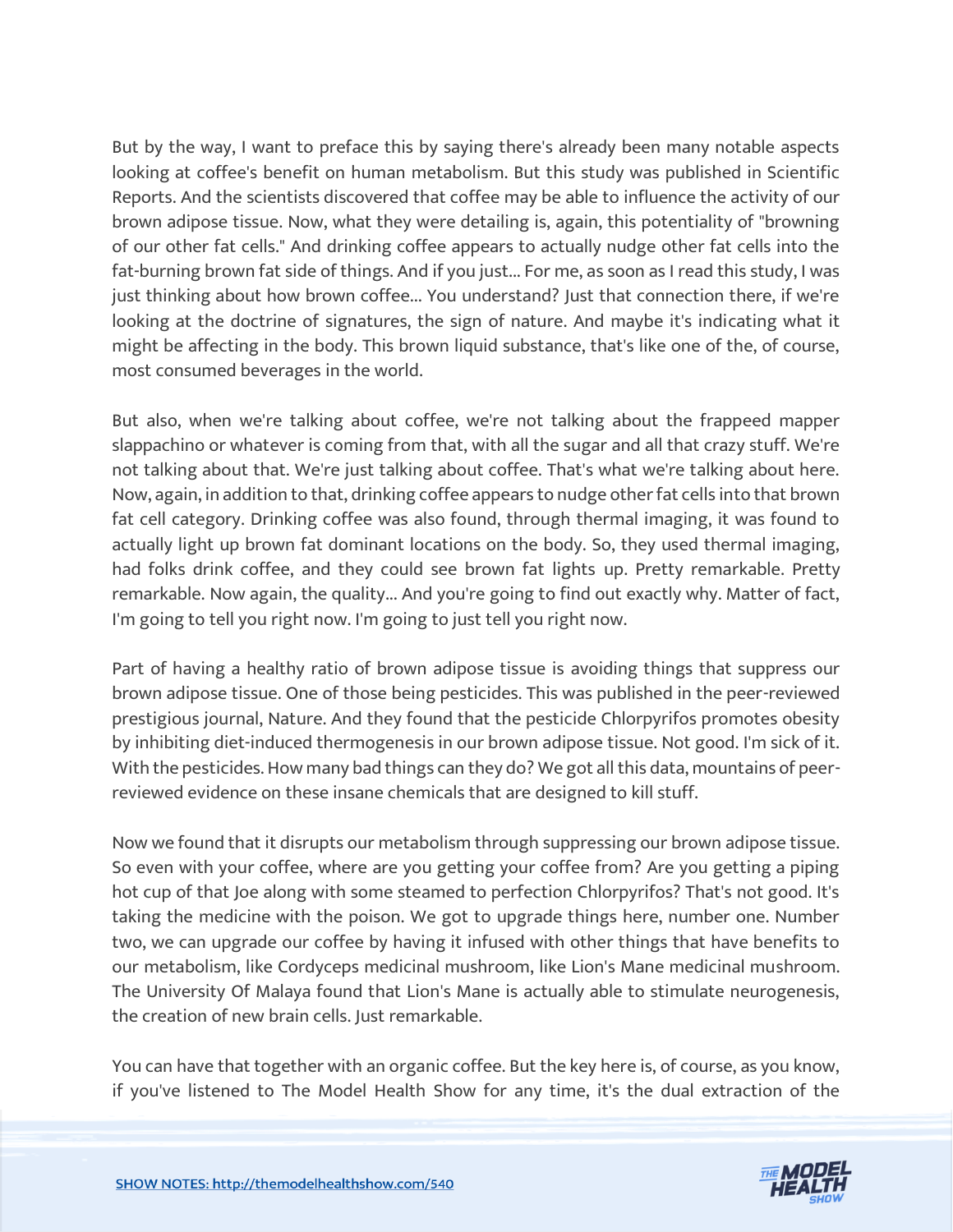But by the way, I want to preface this by saying there's already been many notable aspects looking at coffee's benefit on human metabolism. But this study was published in Scientific Reports. And the scientists discovered that coffee may be able to influence the activity of our brown adipose tissue. Now, what they were detailing is, again, this potentiality of "browning of our other fat cells." And drinking coffee appears to actually nudge other fat cells into the fat-burning brown fat side of things. And if you just... For me, as soon as I read this study, I was just thinking about how brown coffee... You understand? Just that connection there, if we're looking at the doctrine of signatures, the sign of nature. And maybe it's indicating what it might be affecting in the body. This brown liquid substance, that's like one of the, of course, most consumed beverages in the world.

But also, when we're talking about coffee, we're not talking about the frappeed mapper slappachino or whatever is coming from that, with all the sugar and all that crazy stuff. We're not talking about that. We're just talking about coffee. That's what we're talking about here. Now, again, in addition to that, drinking coffee appears to nudge other fat cells into that brown fat cell category. Drinking coffee was also found, through thermal imaging, it was found to actually light up brown fat dominant locations on the body. So, they used thermal imaging, had folks drink coffee, and they could see brown fat lights up. Pretty remarkable. Pretty remarkable. Now again, the quality... And you're going to find out exactly why. Matter of fact, I'm going to tell you right now. I'm going to just tell you right now.

Part of having a healthy ratio of brown adipose tissue is avoiding things that suppress our brown adipose tissue. One of those being pesticides. This was published in the peer-reviewed prestigious journal, Nature. And they found that the pesticide Chlorpyrifos promotes obesity by inhibiting diet-induced thermogenesis in our brown adipose tissue. Not good. I'm sick of it. With the pesticides. How many bad things can they do? We got all this data, mountains of peer-reviewed evidence on these insane chemicals that are designed to kill stuff.

Now we found that it disrupts our metabolism through suppressing our brown adipose tissue. So even with your coffee, where are you getting your coffee from? Are you getting a piping hot cup of that Joe along with some steamed to perfection Chlorpyrifos? That's not good. It's taking the medicine with the poison. We got to upgrade things here, number one. Number two, we can upgrade our coffee by having it infused with other things that have benefits to our metabolism, like Cordyceps medicinal mushroom, like Lion's Mane medicinal mushroom. The University Of Malaya found that Lion's Mane is actually able to stimulate neurogenesis, the creation of new brain cells. Just remarkable.

You can have that together with an organic coffee. But the key here is, of course, as you know, if you've listened to The Model Health Show for any time, it's the dual extraction of the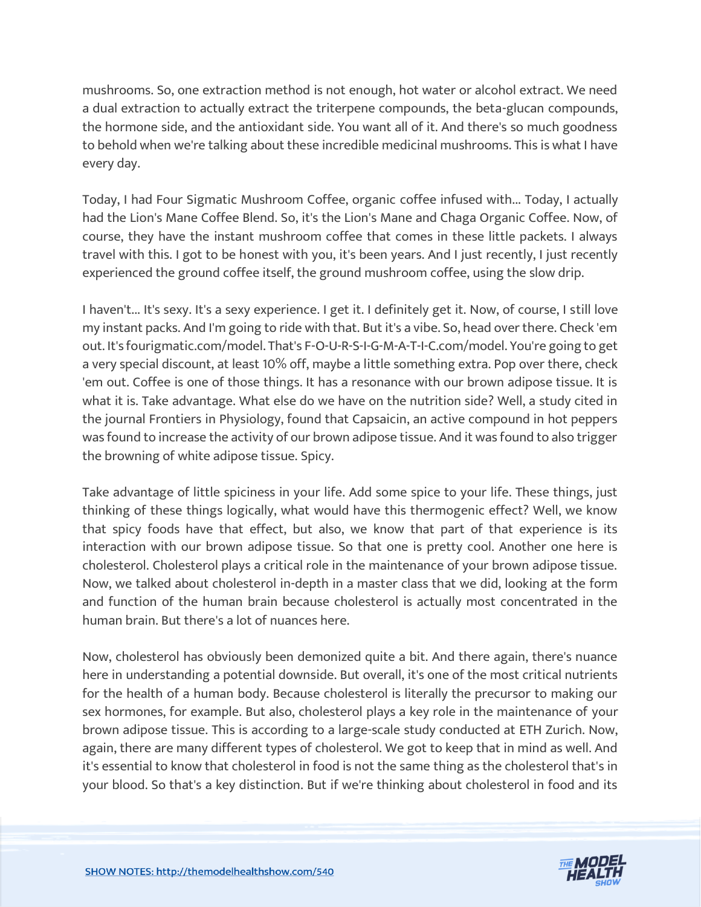mushrooms. So, one extraction method is not enough, hot water or alcohol extract. We need a dual extraction to actually extract the triterpene compounds, the beta-glucan compounds, the hormone side, and the antioxidant side. You want all of it. And there's so much goodness to behold when we're talking about these incredible medicinal mushrooms. This is what I have every day.

Today, I had Four Sigmatic Mushroom Coffee, organic coffee infused with... Today, I actually had the Lion's Mane Coffee Blend. So, it's the Lion's Mane and Chaga Organic Coffee. Now, of course, they have the instant mushroom coffee that comes in these little packets. I always travel with this. I got to be honest with you, it's been years. And I just recently, I just recently experienced the ground coffee itself, the ground mushroom coffee, using the slow drip.

I haven't... It's sexy. It's a sexy experience. I get it. I definitely get it. Now, of course, I still love my instant packs. And I'm going to ride with that. But it's a vibe. So, head over there. Check 'em out. It's fourigmatic.com/model. That's F-O-U-R-S-I-G-M-A-T-I-C.com/model. You're going to get a very special discount, at least 10% off, maybe a little something extra. Pop over there, check 'em out. Coffee is one of those things. It has a resonance with our brown adipose tissue. It is what it is. Take advantage. What else do we have on the nutrition side? Well, a study cited in the journal Frontiers in Physiology, found that Capsaicin, an active compound in hot peppers was found to increase the activity of our brown adipose tissue. And it was found to also trigger the browning of white adipose tissue. Spicy.

Take advantage of little spiciness in your life. Add some spice to your life. These things, just thinking of these things logically, what would have this thermogenic effect? Well, we know that spicy foods have that effect, but also, we know that part of that experience is its interaction with our brown adipose tissue. So that one is pretty cool. Another one here is cholesterol. Cholesterol plays a critical role in the maintenance of your brown adipose tissue. Now, we talked about cholesterol in-depth in a master class that we did, looking at the form and function of the human brain because cholesterol is actually most concentrated in the human brain. But there's a lot of nuances here.

Now, cholesterol has obviously been demonized quite a bit. And there again, there's nuance here in understanding a potential downside. But overall, it's one of the most critical nutrients for the health of a human body. Because cholesterol is literally the precursor to making our sex hormones, for example. But also, cholesterol plays a key role in the maintenance of your brown adipose tissue. This is according to a large-scale study conducted at ETH Zurich. Now, again, there are many different types of cholesterol. We got to keep that in mind as well. And it's essential to know that cholesterol in food is not the same thing as the cholesterol that's in your blood. So that's a key distinction. But if we're thinking about cholesterol in food and its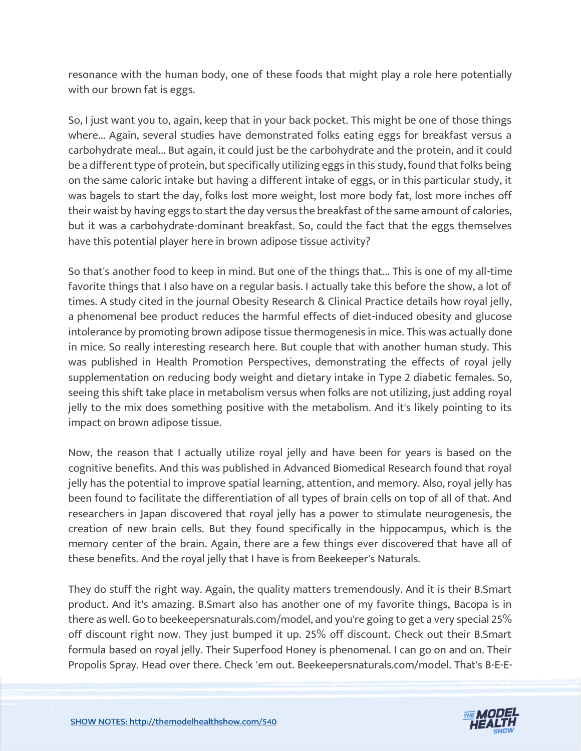resonance with the human body, one of these foods that might play a role here potentially with our brown fat is eggs.

So, I just want you to, again, keep that in your back pocket. This might be one of those things where... Again, several studies have demonstrated folks eating eggs for breakfast versus a carbohydrate meal... But again, it could just be the carbohydrate and the protein, and it could be a different type of protein, but specifically utilizing eggs in this study, found that folks being on the same caloric intake but having a different intake of eggs, or in this particular study, it was bagels to start the day, folks lost more weight, lost more body fat, lost more inches off their waist by having eggs to start the day versus the breakfast of the same amount of calories, but it was a carbohydrate-dominant breakfast. So, could the fact that the eggs themselves have this potential player here in brown adipose tissue activity?

So that's another food to keep in mind. But one of the things that... This is one of my all-time favorite things that I also have on a regular basis. I actually take this before the show, a lot of times. A study cited in the journal Obesity Research & Clinical Practice details how royal jelly, a phenomenal bee product reduces the harmful effects of diet-induced obesity and glucose intolerance by promoting brown adipose tissue thermogenesis in mice. This was actually done in mice. So really interesting research here. But couple that with another human study. This was published in Health Promotion Perspectives, demonstrating the effects of royal jelly supplementation on reducing body weight and dietary intake in Type 2 diabetic females. So, seeing this shift take place in metabolism versus when folks are not utilizing, just adding royal jelly to the mix does something positive with the metabolism. And it's likely pointing to its impact on brown adipose tissue.

Now, the reason that I actually utilize royal jelly and have been for years is based on the cognitive benefits. And this was published in Advanced Biomedical Research found that royal jelly has the potential to improve spatial learning, attention, and memory. Also, royal jelly has been found to facilitate the differentiation of all types of brain cells on top of all of that. And researchers in Japan discovered that royal jelly has a power to stimulate neurogenesis, the creation of new brain cells. But they found specifically in the hippocampus, which is the memory center of the brain. Again, there are a few things ever discovered that have all of these benefits. And the royal jelly that I have is from Beekeeper's Naturals.

They do stuff the right way. Again, the quality matters tremendously. And it is their B.Smart product. And it's amazing. B.Smart also has another one of my favorite things, Bacopa is in there as well. Go to beekeepersnaturals.com/model, and you're going to get a very special 25% off discount right now. They just bumped it up. 25% off discount. Check out their B.Smart formula based on royal jelly. Their Superfood Honey is phenomenal. I can go on and on. Their Propolis Spray. Head over there. Check 'em out. Beekeepersnaturals.com/model. That's B-E-E-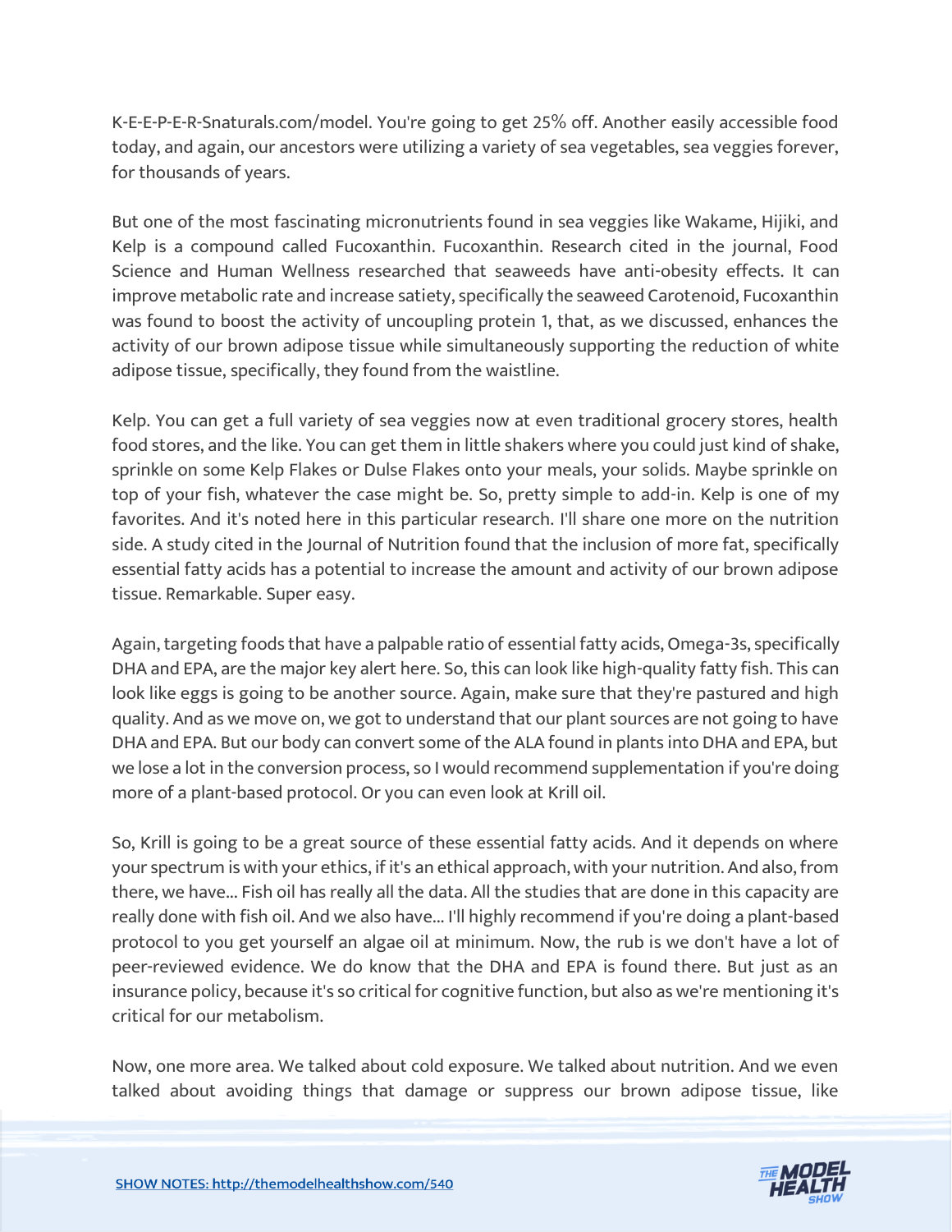K-E-E-P-E-R-Snaturals.com/model. You're going to get 25% off. Another easily accessible food today, and again, our ancestors were utilizing a variety of sea vegetables, sea veggies forever, for thousands of years.

But one of the most fascinating micronutrients found in sea veggies like Wakame, Hijiki, and Kelp is a compound called Fucoxanthin. Fucoxanthin. Research cited in the journal, Food Science and Human Wellness researched that seaweeds have anti-obesity effects. It can improve metabolic rate and increase satiety, specifically the seaweed Carotenoid, Fucoxanthin was found to boost the activity of uncoupling protein 1, that, as we discussed, enhances the activity of our brown adipose tissue while simultaneously supporting the reduction of white adipose tissue, specifically, they found from the waistline.

Kelp. You can get a full variety of sea veggies now at even traditional grocery stores, health food stores, and the like. You can get them in little shakers where you could just kind of shake, sprinkle on some Kelp Flakes or Dulse Flakes onto your meals, your solids. Maybe sprinkle on top of your fish, whatever the case might be. So, pretty simple to add-in. Kelp is one of my favorites. And it's noted here in this particular research. I'll share one more on the nutrition side. A study cited in the Journal of Nutrition found that the inclusion of more fat, specifically essential fatty acids has a potential to increase the amount and activity of our brown adipose tissue. Remarkable. Super easy.

Again, targeting foods that have a palpable ratio of essential fatty acids, Omega-3s, specifically DHA and EPA, are the major key alert here. So, this can look like high-quality fatty fish. This can look like eggs is going to be another source. Again, make sure that they're pastured and high quality. And as we move on, we got to understand that our plant sources are not going to have DHA and EPA. But our body can convert some of the ALA found in plants into DHA and EPA, but we lose a lot in the conversion process, so I would recommend supplementation if you're doing more of a plant-based protocol. Or you can even look at Krill oil.

So, Krill is going to be a great source of these essential fatty acids. And it depends on where your spectrum is with your ethics, if it's an ethical approach, with your nutrition. And also, from there, we have... Fish oil has really all the data. All the studies that are done in this capacity are really done with fish oil. And we also have... I'll highly recommend if you're doing a plant-based protocol to you get yourself an algae oil at minimum. Now, the rub is we don't have a lot of peer-reviewed evidence. We do know that the DHA and EPA is found there. But just as an insurance policy, because it's so critical for cognitive function, but also as we're mentioning it's critical for our metabolism.

Now, one more area. We talked about cold exposure. We talked about nutrition. And we even talked about avoiding things that damage or suppress our brown adipose tissue, like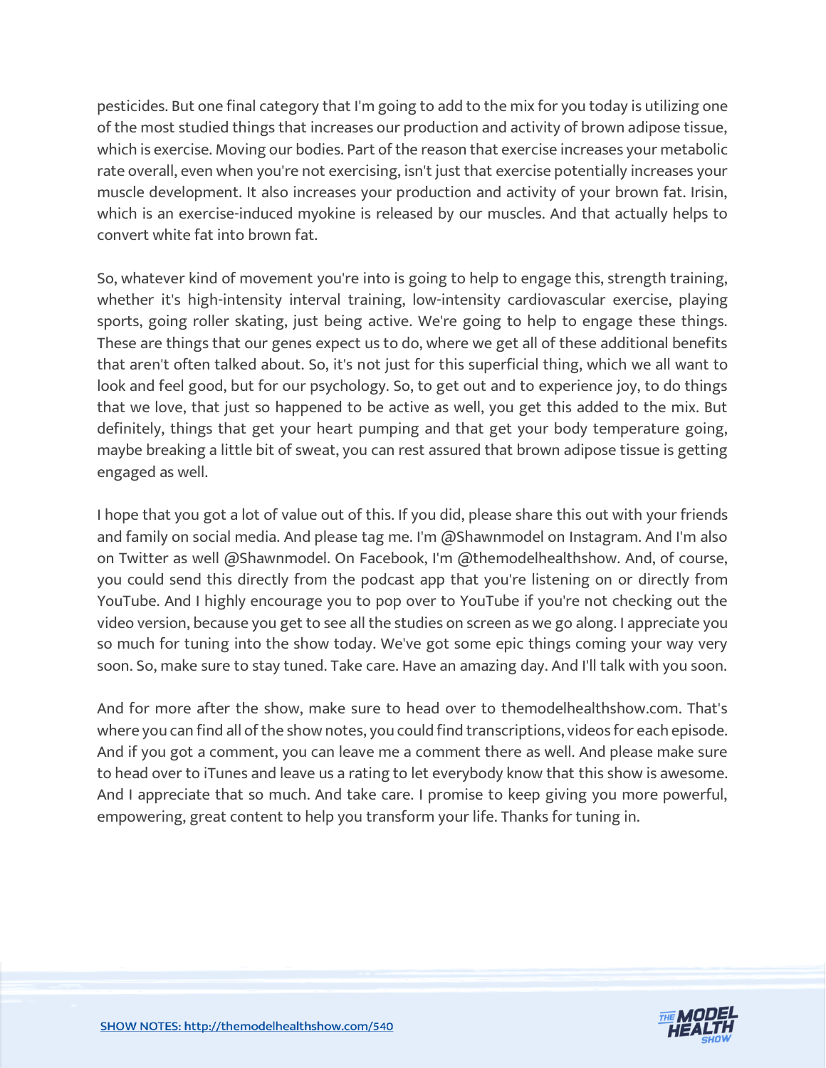pesticides. But one final category that I'm going to add to the mix for you today is utilizing one of the most studied things that increases our production and activity of brown adipose tissue, which is exercise. Moving our bodies. Part of the reason that exercise increases your metabolic rate overall, even when you're not exercising, isn't just that exercise potentially increases your muscle development. It also increases your production and activity of your brown fat. Irisin, which is an exercise-induced myokine is released by our muscles. And that actually helps to convert white fat into brown fat.

So, whatever kind of movement you're into is going to help to engage this, strength training, whether it's high-intensity interval training, low-intensity cardiovascular exercise, playing sports, going roller skating, just being active. We're going to help to engage these things. These are things that our genes expect us to do, where we get all of these additional benefits that aren't often talked about. So, it's not just for this superficial thing, which we all want to look and feel good, but for our psychology. So, to get out and to experience joy, to do things that we love, that just so happened to be active as well, you get this added to the mix. But definitely, things that get your heart pumping and that get your body temperature going, maybe breaking a little bit of sweat, you can rest assured that brown adipose tissue is getting engaged as well.

I hope that you got a lot of value out of this. If you did, please share this out with your friends and family on social media. And please tag me. I'm @Shawnmodel on Instagram. And I'm also on Twitter as well @Shawnmodel. On Facebook, I'm @themodelhealthshow. And, of course, you could send this directly from the podcast app that you're listening on or directly from YouTube. And I highly encourage you to pop over to YouTube if you're not checking out the video version, because you get to see all the studies on screen as we go along. I appreciate you so much for tuning into the show today. We've got some epic things coming your way very soon. So, make sure to stay tuned. Take care. Have an amazing day. And I'll talk with you soon.

And for more after the show, make sure to head over to themodelhealthshow.com. That's where you can find all of the show notes, you could find transcriptions, videos for each episode. And if you got a comment, you can leave me a comment there as well. And please make sure to head over to iTunes and leave us a rating to let everybody know that this show is awesome. And I appreciate that so much. And take care. I promise to keep giving you more powerful, empowering, great content to help you transform your life. Thanks for tuning in.